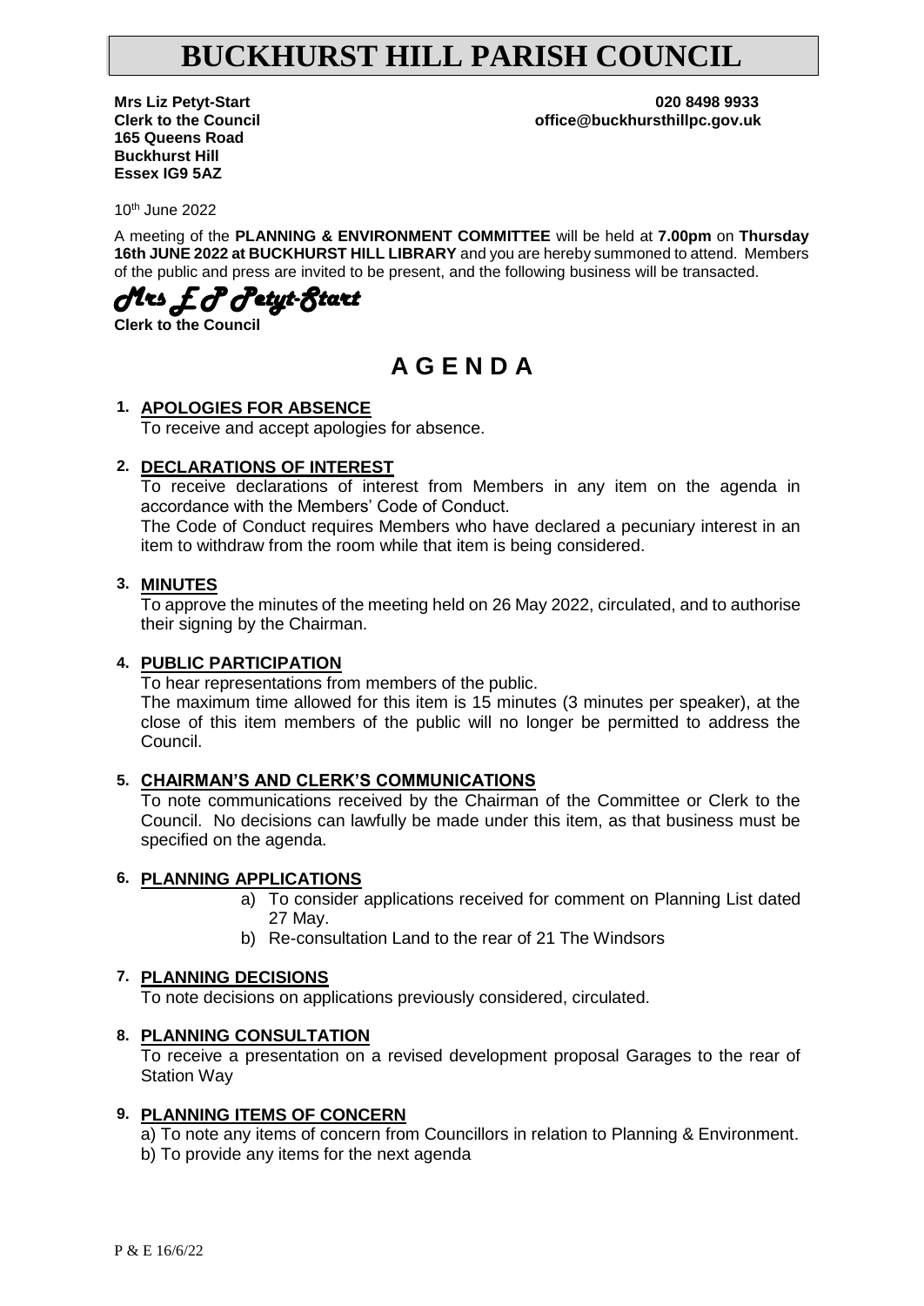# BUCKHURST HILL PARISH COUNCIL

**Mrs Liz Petyt-Start**
**Clerk to the Council**
**165 Queens Road**
**Buckhurst Hill**
**Essex IG9 5AZ**

**020 8498 9933**
**office@buckhursthillpc.gov.uk**

10th June 2022

A meeting of the **PLANNING & ENVIRONMENT COMMITTEE** will be held at **7.00pm** on **Thursday 16th JUNE 2022 at BUCKHURST HILL LIBRARY** and you are hereby summoned to attend. Members of the public and press are invited to be present, and the following business will be transacted.

*Mrs E P Petyt-Start*
**Clerk to the Council**

## A G E N D A

**1. APOLOGIES FOR ABSENCE**

To receive and accept apologies for absence.

**2. DECLARATIONS OF INTEREST**

To receive declarations of interest from Members in any item on the agenda in accordance with the Members' Code of Conduct.

The Code of Conduct requires Members who have declared a pecuniary interest in an item to withdraw from the room while that item is being considered.

**3. MINUTES**

To approve the minutes of the meeting held on 26 May 2022, circulated, and to authorise their signing by the Chairman.

**4. PUBLIC PARTICIPATION**

To hear representations from members of the public.

The maximum time allowed for this item is 15 minutes (3 minutes per speaker), at the close of this item members of the public will no longer be permitted to address the Council.

**5. CHAIRMAN'S AND CLERK'S COMMUNICATIONS**

To note communications received by the Chairman of the Committee or Clerk to the Council. No decisions can lawfully be made under this item, as that business must be specified on the agenda.

**6. PLANNING APPLICATIONS**

a) To consider applications received for comment on Planning List dated 27 May.
b) Re-consultation Land to the rear of 21 The Windsors

**7. PLANNING DECISIONS**

To note decisions on applications previously considered, circulated.

**8. PLANNING CONSULTATION**

To receive a presentation on a revised development proposal Garages to the rear of Station Way

**9. PLANNING ITEMS OF CONCERN**

a) To note any items of concern from Councillors in relation to Planning & Environment.
b) To provide any items for the next agenda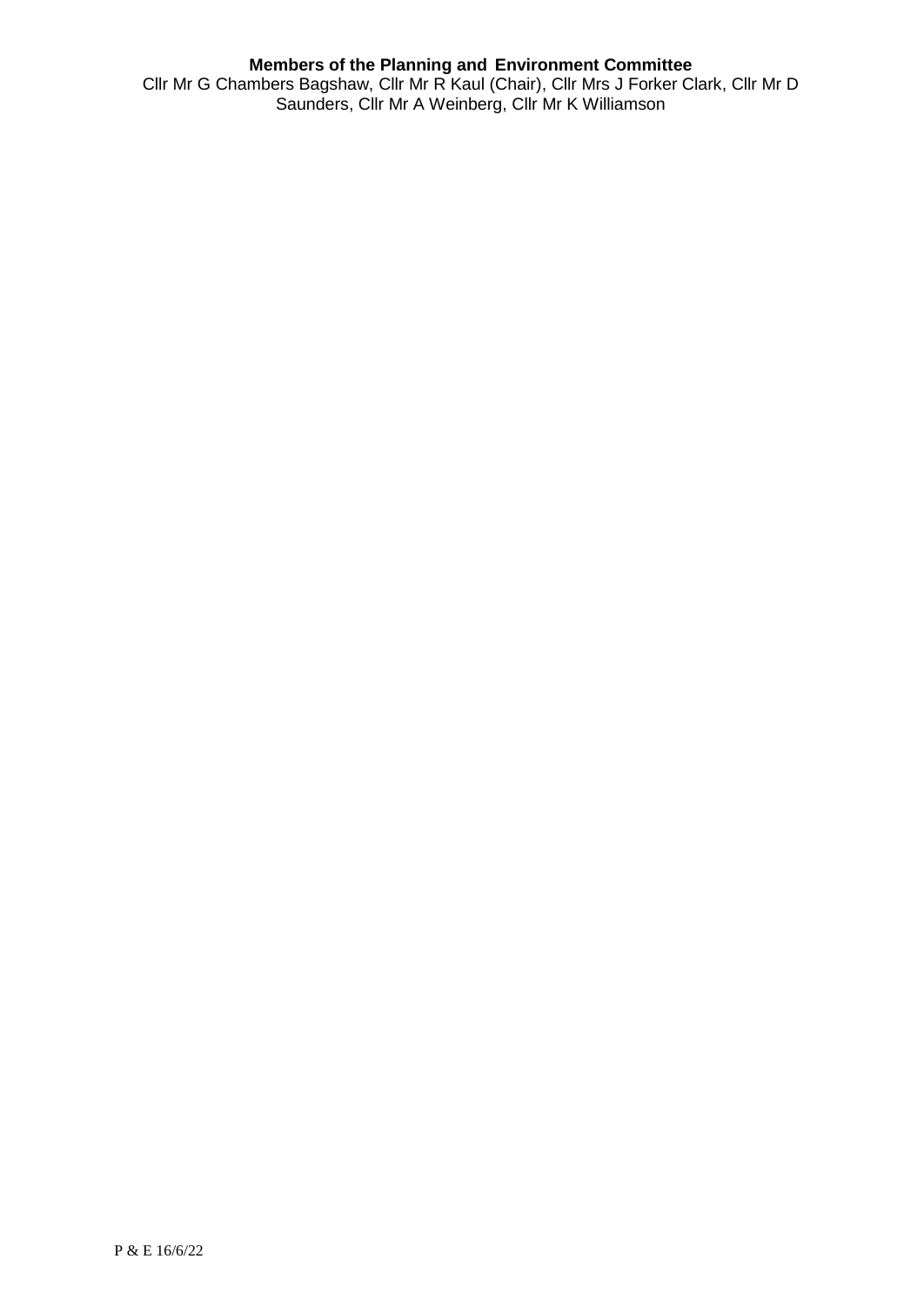**Members of the Planning and Environment Committee**

Cllr Mr G Chambers Bagshaw, Cllr Mr R Kaul (Chair), Cllr Mrs J Forker Clark, Cllr Mr D Saunders, Cllr Mr A Weinberg, Cllr Mr K Williamson